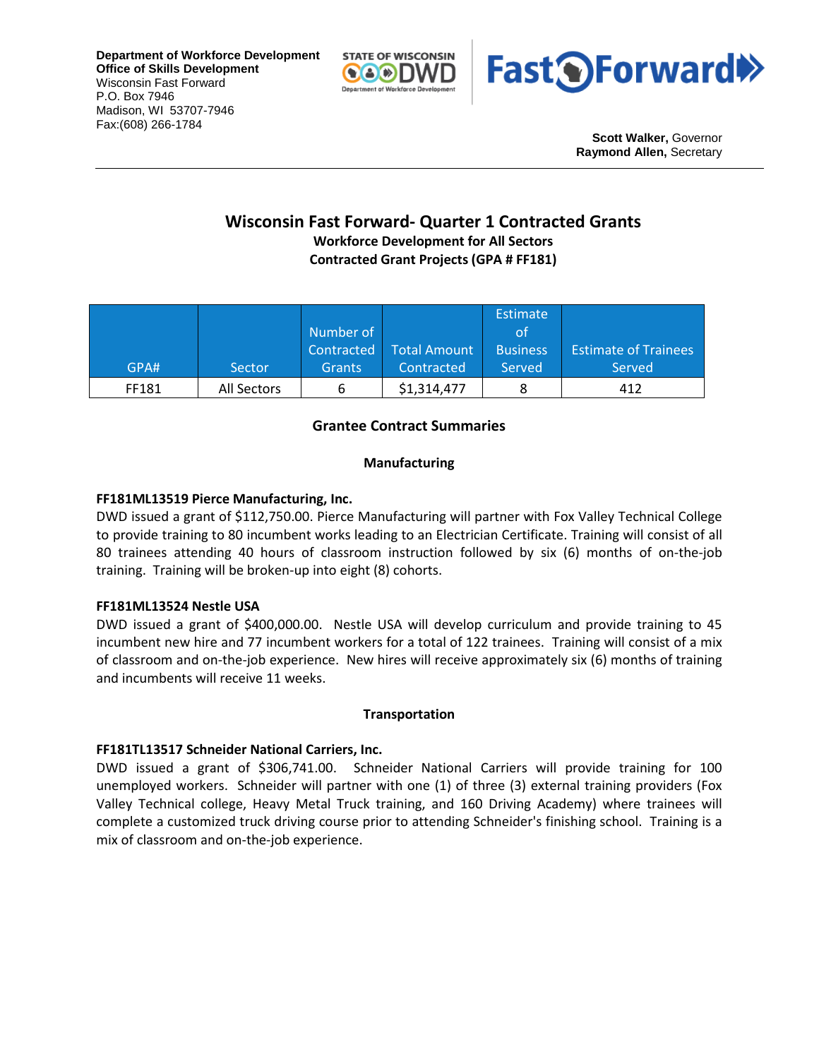**Department of Workforce Development**
**Office of Skills Development**
Wisconsin Fast Forward
P.O. Box 7946
Madison, WI 53707-7946
Fax:(608) 266-1784

**Scott Walker,** Governor
**Raymond Allen,** Secretary

# Wisconsin Fast Forward- Quarter 1 Contracted Grants

**Workforce Development for All Sectors**
**Contracted Grant Projects (GPA # FF181)**

| GPA# | Sector | Number of Contracted Grants | Total Amount Contracted | Estimate of Business Served | Estimate of Trainees Served |
|---|---|---|---|---|---|
| FF181 | All Sectors | 6 | $1,314,477 | 8 | 412 |

## Grantee Contract Summaries

### Manufacturing

**FF181ML13519 Pierce Manufacturing, Inc.**
DWD issued a grant of $112,750.00. Pierce Manufacturing will partner with Fox Valley Technical College to provide training to 80 incumbent works leading to an Electrician Certificate. Training will consist of all 80 trainees attending 40 hours of classroom instruction followed by six (6) months of on-the-job training. Training will be broken-up into eight (8) cohorts.

**FF181ML13524 Nestle USA**
DWD issued a grant of $400,000.00. Nestle USA will develop curriculum and provide training to 45 incumbent new hire and 77 incumbent workers for a total of 122 trainees. Training will consist of a mix of classroom and on-the-job experience. New hires will receive approximately six (6) months of training and incumbents will receive 11 weeks.

### Transportation

**FF181TL13517 Schneider National Carriers, Inc.**
DWD issued a grant of $306,741.00. Schneider National Carriers will provide training for 100 unemployed workers. Schneider will partner with one (1) of three (3) external training providers (Fox Valley Technical college, Heavy Metal Truck training, and 160 Driving Academy) where trainees will complete a customized truck driving course prior to attending Schneider's finishing school. Training is a mix of classroom and on-the-job experience.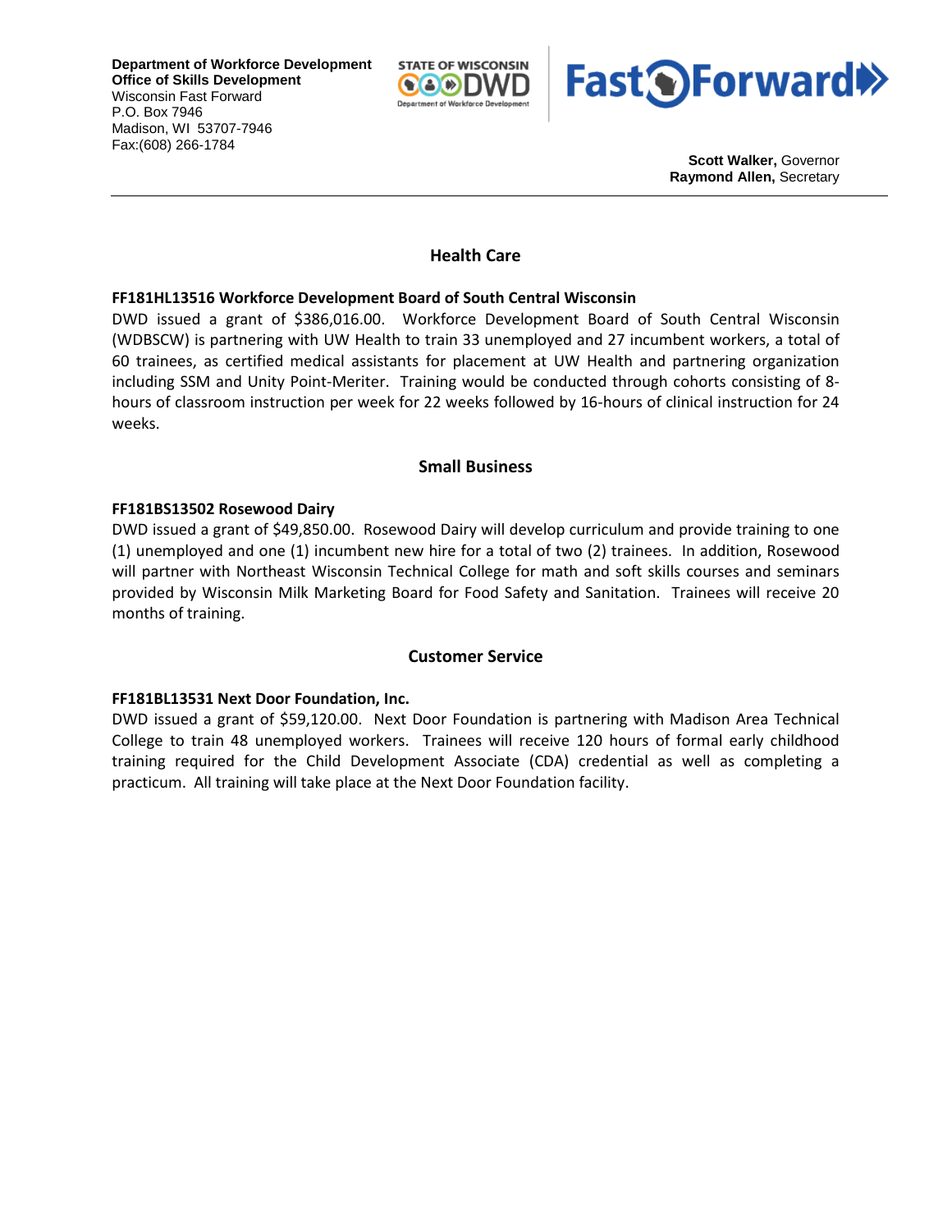**Department of Workforce Development**
**Office of Skills Development**
Wisconsin Fast Forward
P.O. Box 7946
Madison, WI 53707-7946
Fax:(608) 266-1784

**Scott Walker,** Governor
**Raymond Allen,** Secretary

## Health Care

**FF181HL13516 Workforce Development Board of South Central Wisconsin**

DWD issued a grant of $386,016.00. Workforce Development Board of South Central Wisconsin (WDBSCW) is partnering with UW Health to train 33 unemployed and 27 incumbent workers, a total of 60 trainees, as certified medical assistants for placement at UW Health and partnering organization including SSM and Unity Point-Meriter. Training would be conducted through cohorts consisting of 8-hours of classroom instruction per week for 22 weeks followed by 16-hours of clinical instruction for 24 weeks.

## Small Business

**FF181BS13502 Rosewood Dairy**

DWD issued a grant of $49,850.00. Rosewood Dairy will develop curriculum and provide training to one (1) unemployed and one (1) incumbent new hire for a total of two (2) trainees. In addition, Rosewood will partner with Northeast Wisconsin Technical College for math and soft skills courses and seminars provided by Wisconsin Milk Marketing Board for Food Safety and Sanitation. Trainees will receive 20 months of training.

## Customer Service

**FF181BL13531 Next Door Foundation, Inc.**

DWD issued a grant of $59,120.00. Next Door Foundation is partnering with Madison Area Technical College to train 48 unemployed workers. Trainees will receive 120 hours of formal early childhood training required for the Child Development Associate (CDA) credential as well as completing a practicum. All training will take place at the Next Door Foundation facility.